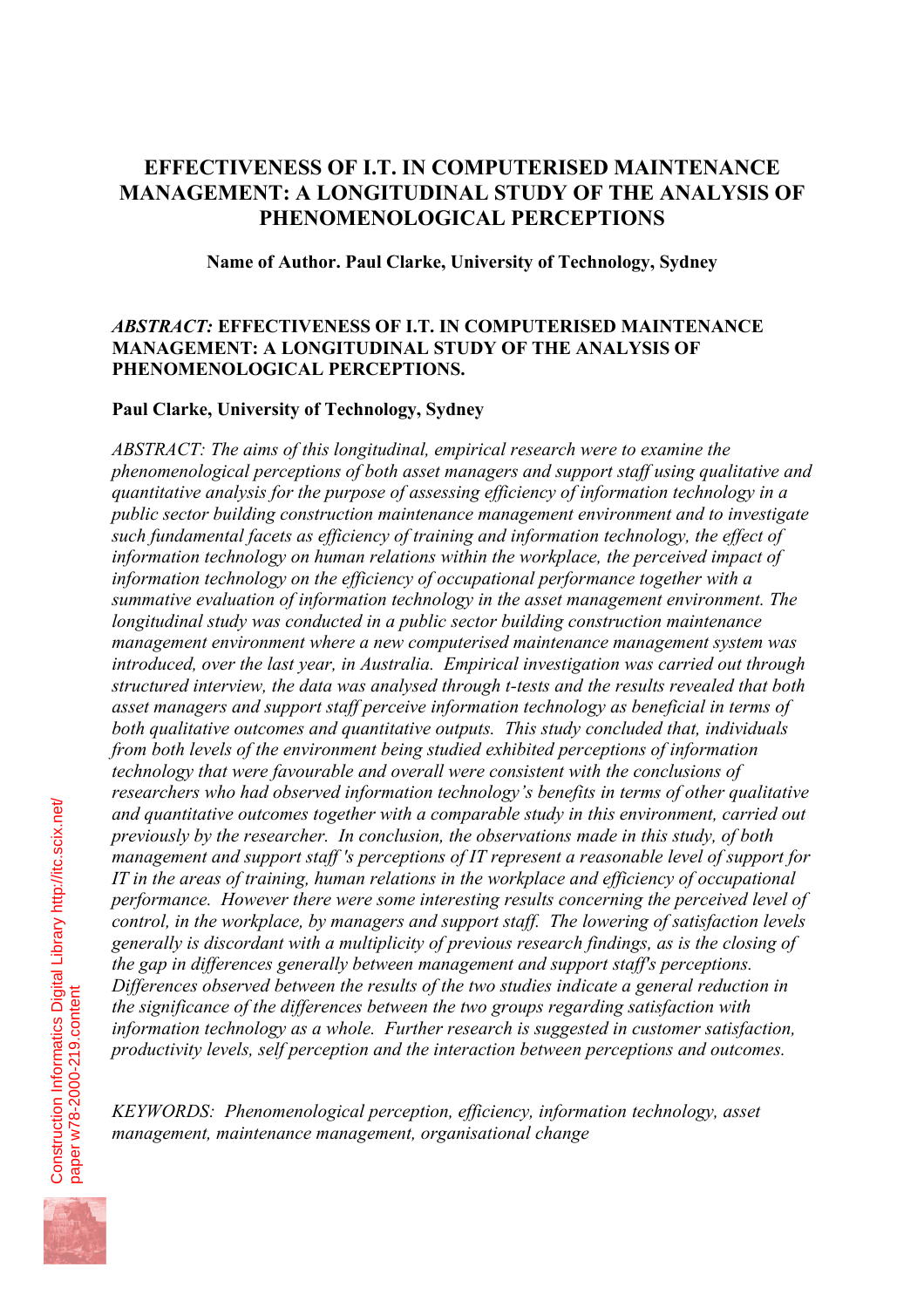# EFFECTIVENESS OF I.T. IN COMPUTERISED MAINTENANCE MANAGEMENT: A LONGITUDINAL STUDY OF THE ANALYSIS OF PHENOMENOLOGICAL PERCEPTIONS

**Name of Author. Paul Clarke, University of Technology, Sydney**

***ABSTRACT:*** **EFFECTIVENESS OF I.T. IN COMPUTERISED MAINTENANCE MANAGEMENT: A LONGITUDINAL STUDY OF THE ANALYSIS OF PHENOMENOLOGICAL PERCEPTIONS.**

**Paul Clarke, University of Technology, Sydney**

*ABSTRACT: The aims of this longitudinal, empirical research were to examine the phenomenological perceptions of both asset managers and support staff using qualitative and quantitative analysis for the purpose of assessing efficiency of information technology in a public sector building construction maintenance management environment and to investigate such fundamental facets as efficiency of training and information technology, the effect of information technology on human relations within the workplace, the perceived impact of information technology on the efficiency of occupational performance together with a summative evaluation of information technology in the asset management environment. The longitudinal study was conducted in a public sector building construction maintenance management environment where a new computerised maintenance management system was introduced, over the last year, in Australia. Empirical investigation was carried out through structured interview, the data was analysed through t-tests and the results revealed that both asset managers and support staff perceive information technology as beneficial in terms of both qualitative outcomes and quantitative outputs. This study concluded that, individuals from both levels of the environment being studied exhibited perceptions of information technology that were favourable and overall were consistent with the conclusions of researchers who had observed information technology's benefits in terms of other qualitative and quantitative outcomes together with a comparable study in this environment, carried out previously by the researcher. In conclusion, the observations made in this study, of both management and support staff 's perceptions of IT represent a reasonable level of support for IT in the areas of training, human relations in the workplace and efficiency of occupational performance. However there were some interesting results concerning the perceived level of control, in the workplace, by managers and support staff. The lowering of satisfaction levels generally is discordant with a multiplicity of previous research findings, as is the closing of the gap in differences generally between management and support staff's perceptions. Differences observed between the results of the two studies indicate a general reduction in the significance of the differences between the two groups regarding satisfaction with information technology as a whole. Further research is suggested in customer satisfaction, productivity levels, self perception and the interaction between perceptions and outcomes.*

*KEYWORDS: Phenomenological perception, efficiency, information technology, asset management, maintenance management, organisational change*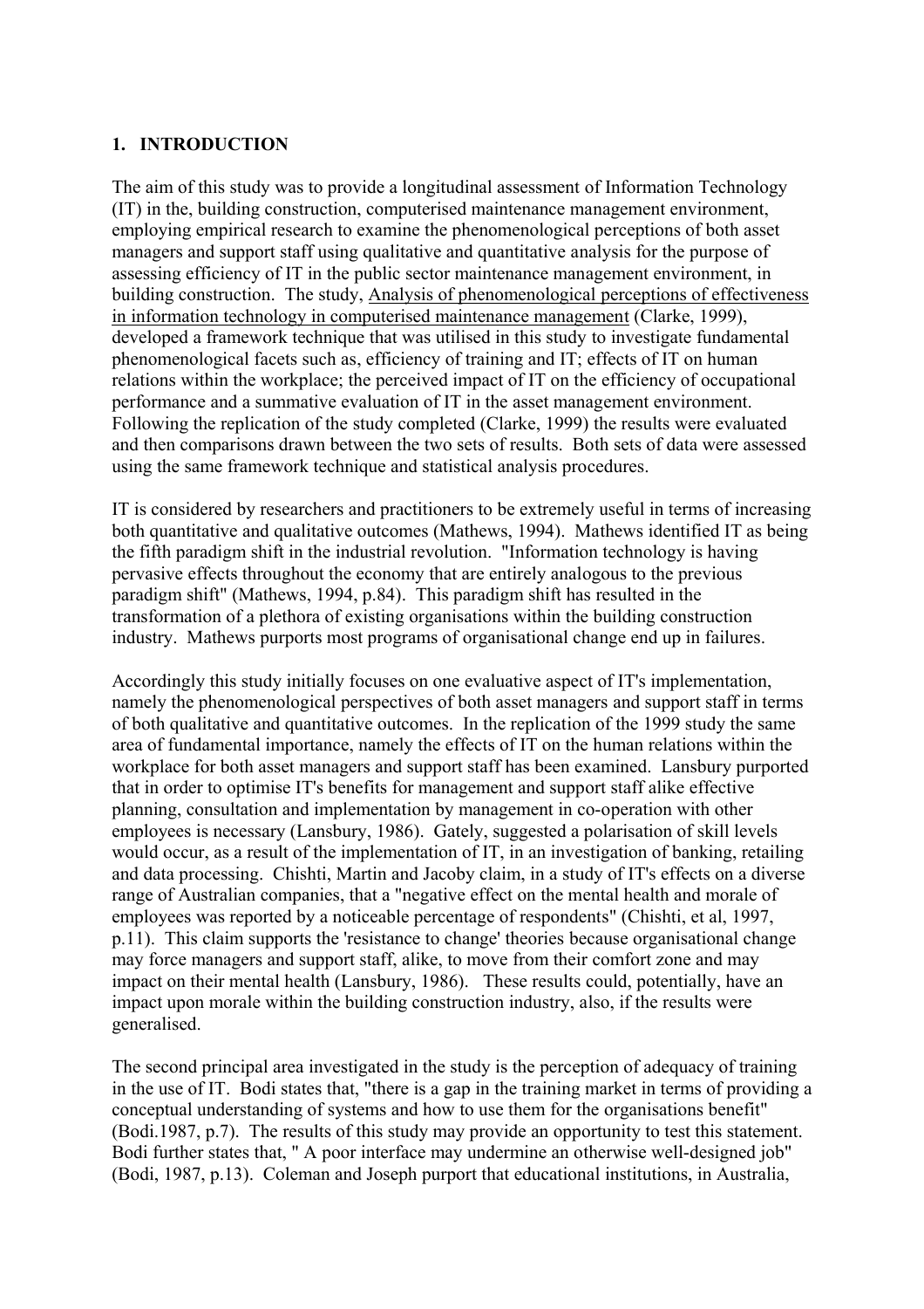## 1. INTRODUCTION

The aim of this study was to provide a longitudinal assessment of Information Technology (IT) in the, building construction, computerised maintenance management environment, employing empirical research to examine the phenomenological perceptions of both asset managers and support staff using qualitative and quantitative analysis for the purpose of assessing efficiency of IT in the public sector maintenance management environment, in building construction. The study, Analysis of phenomenological perceptions of effectiveness in information technology in computerised maintenance management (Clarke, 1999), developed a framework technique that was utilised in this study to investigate fundamental phenomenological facets such as, efficiency of training and IT; effects of IT on human relations within the workplace; the perceived impact of IT on the efficiency of occupational performance and a summative evaluation of IT in the asset management environment. Following the replication of the study completed (Clarke, 1999) the results were evaluated and then comparisons drawn between the two sets of results. Both sets of data were assessed using the same framework technique and statistical analysis procedures.

IT is considered by researchers and practitioners to be extremely useful in terms of increasing both quantitative and qualitative outcomes (Mathews, 1994). Mathews identified IT as being the fifth paradigm shift in the industrial revolution. "Information technology is having pervasive effects throughout the economy that are entirely analogous to the previous paradigm shift" (Mathews, 1994, p.84). This paradigm shift has resulted in the transformation of a plethora of existing organisations within the building construction industry. Mathews purports most programs of organisational change end up in failures.

Accordingly this study initially focuses on one evaluative aspect of IT's implementation, namely the phenomenological perspectives of both asset managers and support staff in terms of both qualitative and quantitative outcomes. In the replication of the 1999 study the same area of fundamental importance, namely the effects of IT on the human relations within the workplace for both asset managers and support staff has been examined. Lansbury purported that in order to optimise IT's benefits for management and support staff alike effective planning, consultation and implementation by management in co-operation with other employees is necessary (Lansbury, 1986). Gately, suggested a polarisation of skill levels would occur, as a result of the implementation of IT, in an investigation of banking, retailing and data processing. Chishti, Martin and Jacoby claim, in a study of IT's effects on a diverse range of Australian companies, that a "negative effect on the mental health and morale of employees was reported by a noticeable percentage of respondents" (Chishti, et al, 1997, p.11). This claim supports the 'resistance to change' theories because organisational change may force managers and support staff, alike, to move from their comfort zone and may impact on their mental health (Lansbury, 1986). These results could, potentially, have an impact upon morale within the building construction industry, also, if the results were generalised.

The second principal area investigated in the study is the perception of adequacy of training in the use of IT. Bodi states that, "there is a gap in the training market in terms of providing a conceptual understanding of systems and how to use them for the organisations benefit" (Bodi.1987, p.7). The results of this study may provide an opportunity to test this statement. Bodi further states that, " A poor interface may undermine an otherwise well-designed job" (Bodi, 1987, p.13). Coleman and Joseph purport that educational institutions, in Australia,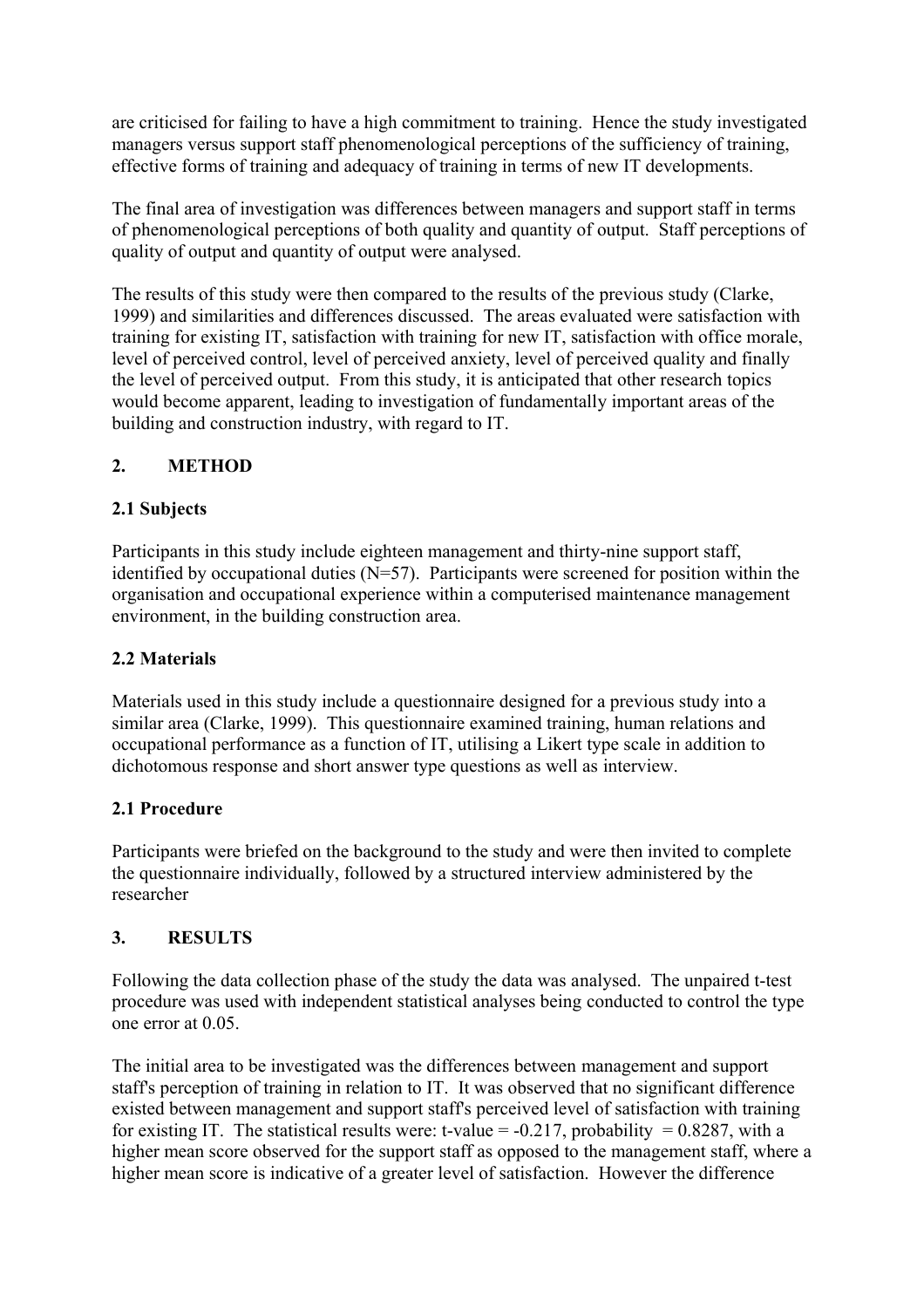are criticised for failing to have a high commitment to training. Hence the study investigated managers versus support staff phenomenological perceptions of the sufficiency of training, effective forms of training and adequacy of training in terms of new IT developments.

The final area of investigation was differences between managers and support staff in terms of phenomenological perceptions of both quality and quantity of output. Staff perceptions of quality of output and quantity of output were analysed.

The results of this study were then compared to the results of the previous study (Clarke, 1999) and similarities and differences discussed. The areas evaluated were satisfaction with training for existing IT, satisfaction with training for new IT, satisfaction with office morale, level of perceived control, level of perceived anxiety, level of perceived quality and finally the level of perceived output. From this study, it is anticipated that other research topics would become apparent, leading to investigation of fundamentally important areas of the building and construction industry, with regard to IT.

## 2. METHOD

### 2.1 Subjects

Participants in this study include eighteen management and thirty-nine support staff, identified by occupational duties (N=57). Participants were screened for position within the organisation and occupational experience within a computerised maintenance management environment, in the building construction area.

### 2.2 Materials

Materials used in this study include a questionnaire designed for a previous study into a similar area (Clarke, 1999). This questionnaire examined training, human relations and occupational performance as a function of IT, utilising a Likert type scale in addition to dichotomous response and short answer type questions as well as interview.

### 2.1 Procedure

Participants were briefed on the background to the study and were then invited to complete the questionnaire individually, followed by a structured interview administered by the researcher

## 3. RESULTS

Following the data collection phase of the study the data was analysed. The unpaired t-test procedure was used with independent statistical analyses being conducted to control the type one error at 0.05.

The initial area to be investigated was the differences between management and support staff's perception of training in relation to IT. It was observed that no significant difference existed between management and support staff's perceived level of satisfaction with training for existing IT. The statistical results were: t-value = -0.217, probability = 0.8287, with a higher mean score observed for the support staff as opposed to the management staff, where a higher mean score is indicative of a greater level of satisfaction. However the difference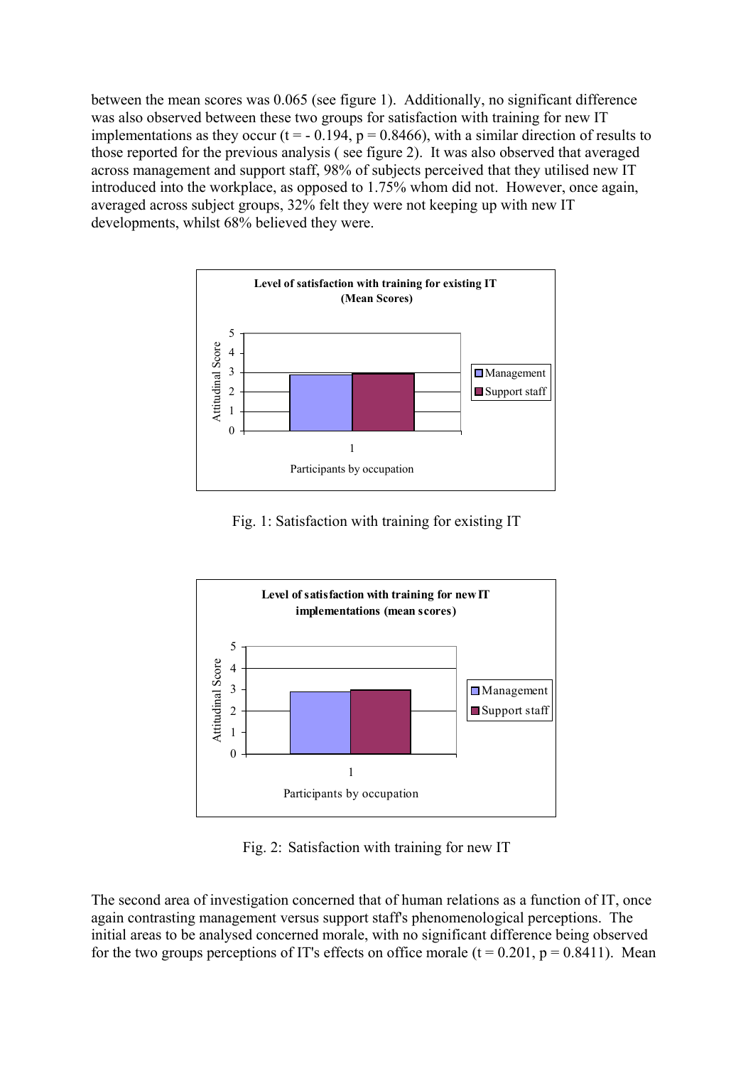between the mean scores was 0.065 (see figure 1). Additionally, no significant difference was also observed between these two groups for satisfaction with training for new IT implementations as they occur ($t = -0.194$, $p = 0.8466$), with a similar direction of results to those reported for the previous analysis ( see figure 2). It was also observed that averaged across management and support staff, 98% of subjects perceived that they utilised new IT introduced into the workplace, as opposed to 1.75% whom did not. However, once again, averaged across subject groups, 32% felt they were not keeping up with new IT developments, whilst 68% believed they were.

Fig. 1: Satisfaction with training for existing IT

Fig. 2: Satisfaction with training for new IT

The second area of investigation concerned that of human relations as a function of IT, once again contrasting management versus support staff's phenomenological perceptions. The initial areas to be analysed concerned morale, with no significant difference being observed for the two groups perceptions of IT's effects on office morale ($t = 0.201$, $p = 0.8411$). Mean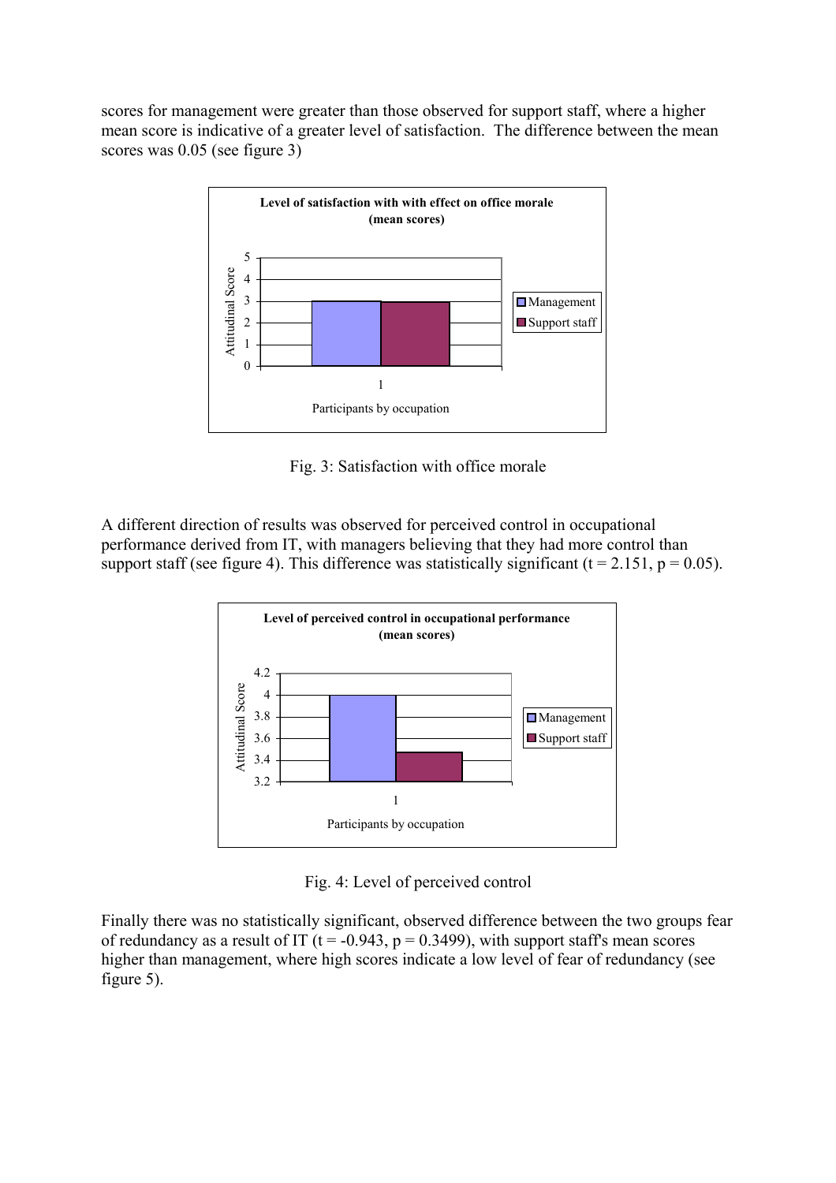scores for management were greater than those observed for support staff, where a higher mean score is indicative of a greater level of satisfaction. The difference between the mean scores was 0.05 (see figure 3)

Fig. 3: Satisfaction with office morale

A different direction of results was observed for perceived control in occupational performance derived from IT, with managers believing that they had more control than support staff (see figure 4). This difference was statistically significant ($t = 2.151$, $p = 0.05$).

Fig. 4: Level of perceived control

Finally there was no statistically significant, observed difference between the two groups fear of redundancy as a result of IT ($t = -0.943$, $p = 0.3499$), with support staff's mean scores higher than management, where high scores indicate a low level of fear of redundancy (see figure 5).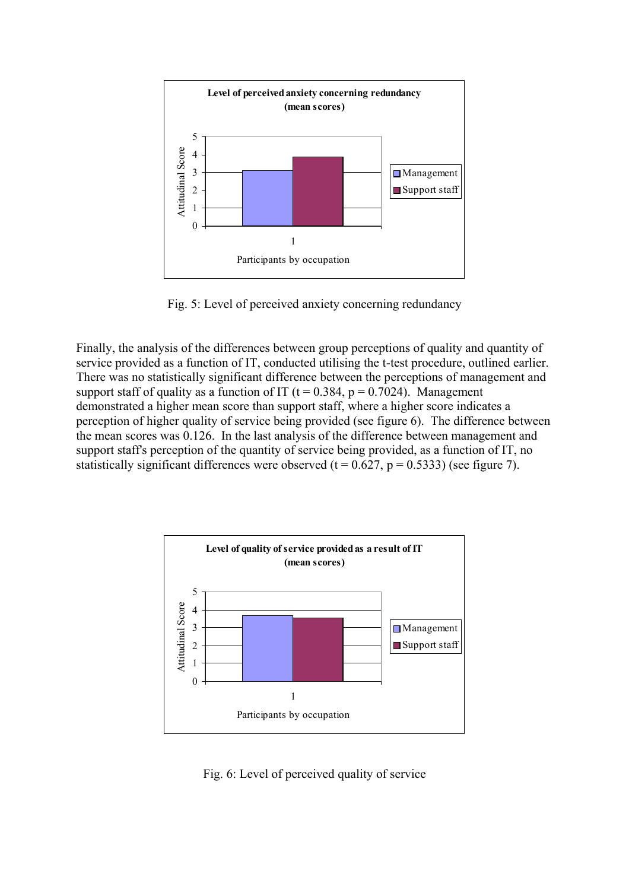Fig. 5: Level of perceived anxiety concerning redundancy

Finally, the analysis of the differences between group perceptions of quality and quantity of service provided as a function of IT, conducted utilising the t-test procedure, outlined earlier. There was no statistically significant difference between the perceptions of management and support staff of quality as a function of IT ($t = 0.384$, $p = 0.7024$). Management demonstrated a higher mean score than support staff, where a higher score indicates a perception of higher quality of service being provided (see figure 6). The difference between the mean scores was 0.126. In the last analysis of the difference between management and support staff's perception of the quantity of service being provided, as a function of IT, no statistically significant differences were observed ($t = 0.627$, $p = 0.5333$) (see figure 7).

Fig. 6: Level of perceived quality of service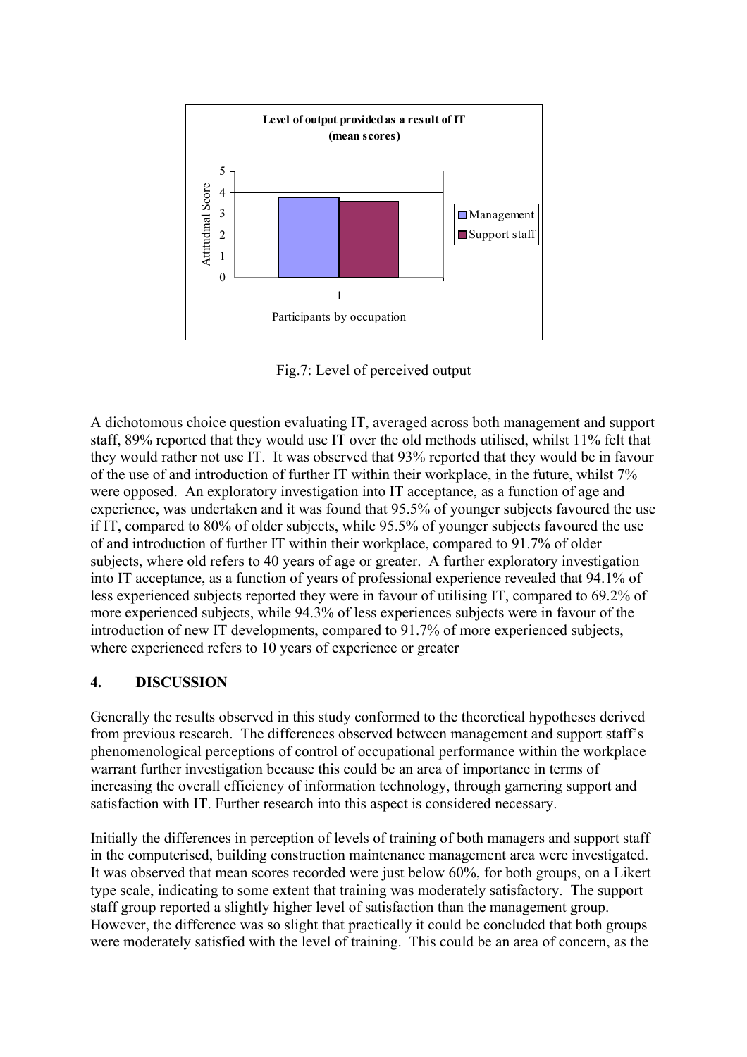Fig.7: Level of perceived output

A dichotomous choice question evaluating IT, averaged across both management and support staff, 89% reported that they would use IT over the old methods utilised, whilst 11% felt that they would rather not use IT. It was observed that 93% reported that they would be in favour of the use of and introduction of further IT within their workplace, in the future, whilst 7% were opposed. An exploratory investigation into IT acceptance, as a function of age and experience, was undertaken and it was found that 95.5% of younger subjects favoured the use if IT, compared to 80% of older subjects, while 95.5% of younger subjects favoured the use of and introduction of further IT within their workplace, compared to 91.7% of older subjects, where old refers to 40 years of age or greater. A further exploratory investigation into IT acceptance, as a function of years of professional experience revealed that 94.1% of less experienced subjects reported they were in favour of utilising IT, compared to 69.2% of more experienced subjects, while 94.3% of less experiences subjects were in favour of the introduction of new IT developments, compared to 91.7% of more experienced subjects, where experienced refers to 10 years of experience or greater

## 4. DISCUSSION

Generally the results observed in this study conformed to the theoretical hypotheses derived from previous research. The differences observed between management and support staff's phenomenological perceptions of control of occupational performance within the workplace warrant further investigation because this could be an area of importance in terms of increasing the overall efficiency of information technology, through garnering support and satisfaction with IT. Further research into this aspect is considered necessary.

Initially the differences in perception of levels of training of both managers and support staff in the computerised, building construction maintenance management area were investigated. It was observed that mean scores recorded were just below 60%, for both groups, on a Likert type scale, indicating to some extent that training was moderately satisfactory. The support staff group reported a slightly higher level of satisfaction than the management group. However, the difference was so slight that practically it could be concluded that both groups were moderately satisfied with the level of training. This could be an area of concern, as the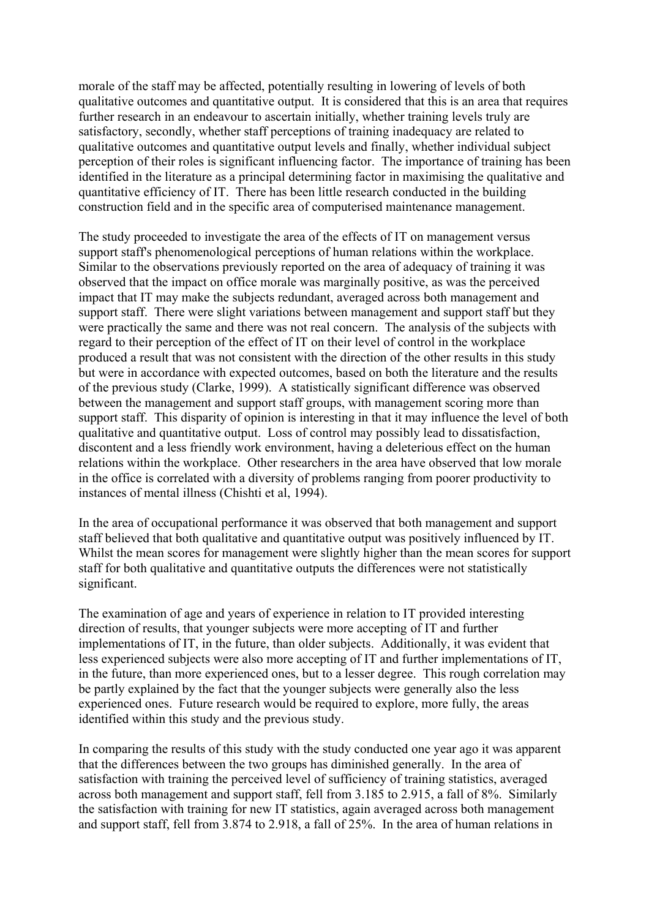morale of the staff may be affected, potentially resulting in lowering of levels of both qualitative outcomes and quantitative output. It is considered that this is an area that requires further research in an endeavour to ascertain initially, whether training levels truly are satisfactory, secondly, whether staff perceptions of training inadequacy are related to qualitative outcomes and quantitative output levels and finally, whether individual subject perception of their roles is significant influencing factor. The importance of training has been identified in the literature as a principal determining factor in maximising the qualitative and quantitative efficiency of IT. There has been little research conducted in the building construction field and in the specific area of computerised maintenance management.

The study proceeded to investigate the area of the effects of IT on management versus support staff's phenomenological perceptions of human relations within the workplace. Similar to the observations previously reported on the area of adequacy of training it was observed that the impact on office morale was marginally positive, as was the perceived impact that IT may make the subjects redundant, averaged across both management and support staff. There were slight variations between management and support staff but they were practically the same and there was not real concern. The analysis of the subjects with regard to their perception of the effect of IT on their level of control in the workplace produced a result that was not consistent with the direction of the other results in this study but were in accordance with expected outcomes, based on both the literature and the results of the previous study (Clarke, 1999). A statistically significant difference was observed between the management and support staff groups, with management scoring more than support staff. This disparity of opinion is interesting in that it may influence the level of both qualitative and quantitative output. Loss of control may possibly lead to dissatisfaction, discontent and a less friendly work environment, having a deleterious effect on the human relations within the workplace. Other researchers in the area have observed that low morale in the office is correlated with a diversity of problems ranging from poorer productivity to instances of mental illness (Chishti et al, 1994).

In the area of occupational performance it was observed that both management and support staff believed that both qualitative and quantitative output was positively influenced by IT. Whilst the mean scores for management were slightly higher than the mean scores for support staff for both qualitative and quantitative outputs the differences were not statistically significant.

The examination of age and years of experience in relation to IT provided interesting direction of results, that younger subjects were more accepting of IT and further implementations of IT, in the future, than older subjects. Additionally, it was evident that less experienced subjects were also more accepting of IT and further implementations of IT, in the future, than more experienced ones, but to a lesser degree. This rough correlation may be partly explained by the fact that the younger subjects were generally also the less experienced ones. Future research would be required to explore, more fully, the areas identified within this study and the previous study.

In comparing the results of this study with the study conducted one year ago it was apparent that the differences between the two groups has diminished generally. In the area of satisfaction with training the perceived level of sufficiency of training statistics, averaged across both management and support staff, fell from 3.185 to 2.915, a fall of 8%. Similarly the satisfaction with training for new IT statistics, again averaged across both management and support staff, fell from 3.874 to 2.918, a fall of 25%. In the area of human relations in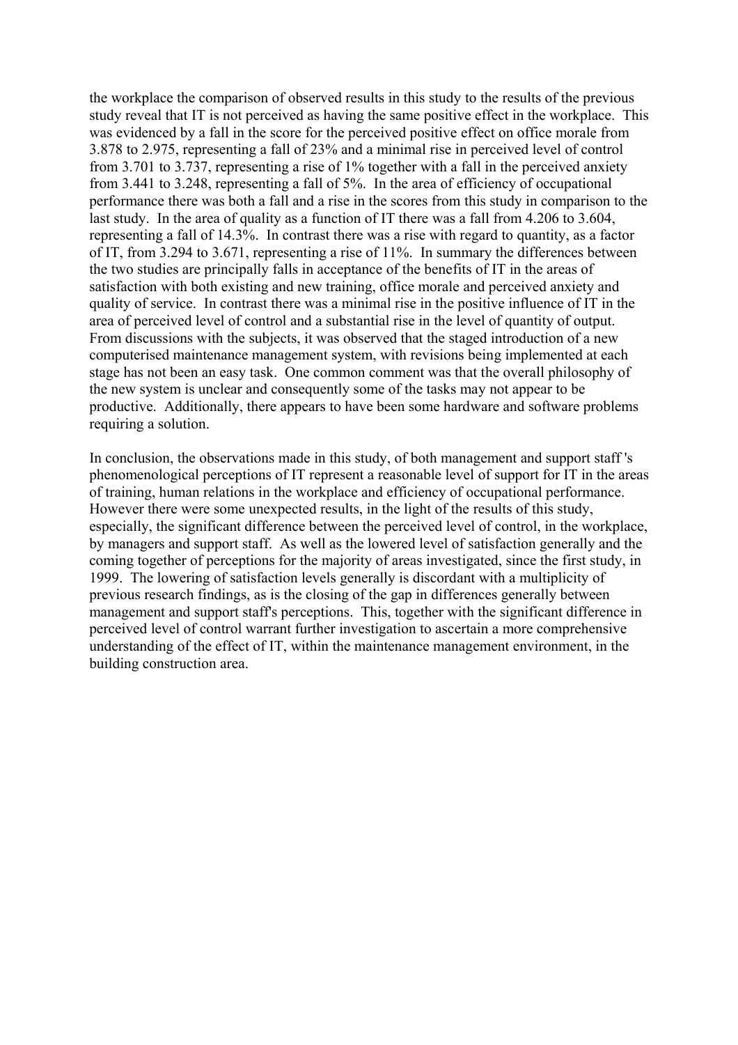the workplace the comparison of observed results in this study to the results of the previous study reveal that IT is not perceived as having the same positive effect in the workplace. This was evidenced by a fall in the score for the perceived positive effect on office morale from 3.878 to 2.975, representing a fall of 23% and a minimal rise in perceived level of control from 3.701 to 3.737, representing a rise of 1% together with a fall in the perceived anxiety from 3.441 to 3.248, representing a fall of 5%. In the area of efficiency of occupational performance there was both a fall and a rise in the scores from this study in comparison to the last study. In the area of quality as a function of IT there was a fall from 4.206 to 3.604, representing a fall of 14.3%. In contrast there was a rise with regard to quantity, as a factor of IT, from 3.294 to 3.671, representing a rise of 11%. In summary the differences between the two studies are principally falls in acceptance of the benefits of IT in the areas of satisfaction with both existing and new training, office morale and perceived anxiety and quality of service. In contrast there was a minimal rise in the positive influence of IT in the area of perceived level of control and a substantial rise in the level of quantity of output. From discussions with the subjects, it was observed that the staged introduction of a new computerised maintenance management system, with revisions being implemented at each stage has not been an easy task. One common comment was that the overall philosophy of the new system is unclear and consequently some of the tasks may not appear to be productive. Additionally, there appears to have been some hardware and software problems requiring a solution.

In conclusion, the observations made in this study, of both management and support staff 's phenomenological perceptions of IT represent a reasonable level of support for IT in the areas of training, human relations in the workplace and efficiency of occupational performance. However there were some unexpected results, in the light of the results of this study, especially, the significant difference between the perceived level of control, in the workplace, by managers and support staff. As well as the lowered level of satisfaction generally and the coming together of perceptions for the majority of areas investigated, since the first study, in 1999. The lowering of satisfaction levels generally is discordant with a multiplicity of previous research findings, as is the closing of the gap in differences generally between management and support staff's perceptions. This, together with the significant difference in perceived level of control warrant further investigation to ascertain a more comprehensive understanding of the effect of IT, within the maintenance management environment, in the building construction area.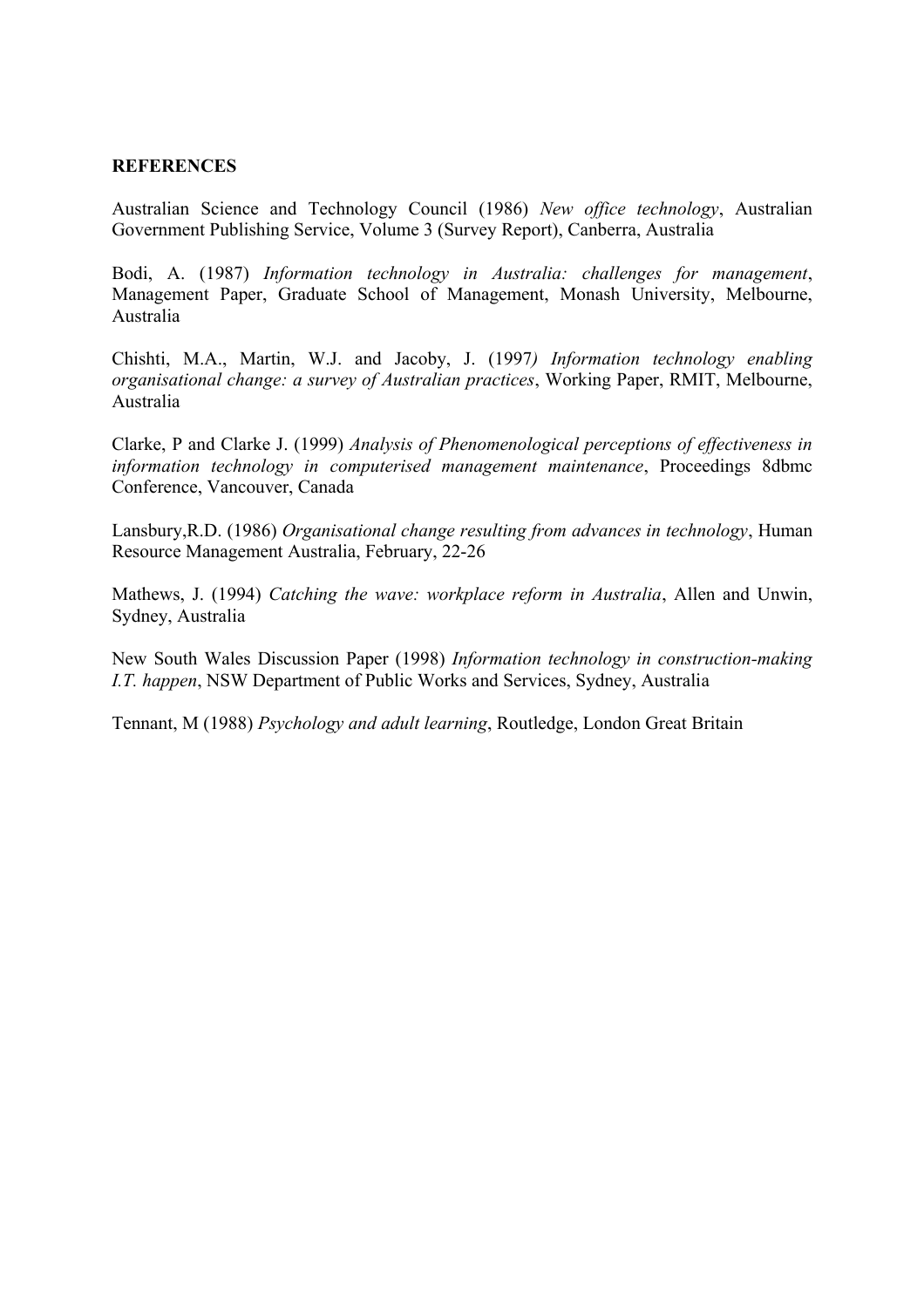**REFERENCES**

Australian Science and Technology Council (1986) *New office technology*, Australian Government Publishing Service, Volume 3 (Survey Report), Canberra, Australia

Bodi, A. (1987) *Information technology in Australia: challenges for management*, Management Paper, Graduate School of Management, Monash University, Melbourne, Australia

Chishti, M.A., Martin, W.J. and Jacoby, J. (1997*) Information technology enabling organisational change: a survey of Australian practices*, Working Paper, RMIT, Melbourne, Australia

Clarke, P and Clarke J. (1999) *Analysis of Phenomenological perceptions of effectiveness in information technology in computerised management maintenance*, Proceedings 8dbmc Conference, Vancouver, Canada

Lansbury,R.D. (1986) *Organisational change resulting from advances in technology*, Human Resource Management Australia, February, 22-26

Mathews, J. (1994) *Catching the wave: workplace reform in Australia*, Allen and Unwin, Sydney, Australia

New South Wales Discussion Paper (1998) *Information technology in construction-making I.T. happen*, NSW Department of Public Works and Services, Sydney, Australia

Tennant, M (1988) *Psychology and adult learning*, Routledge, London Great Britain